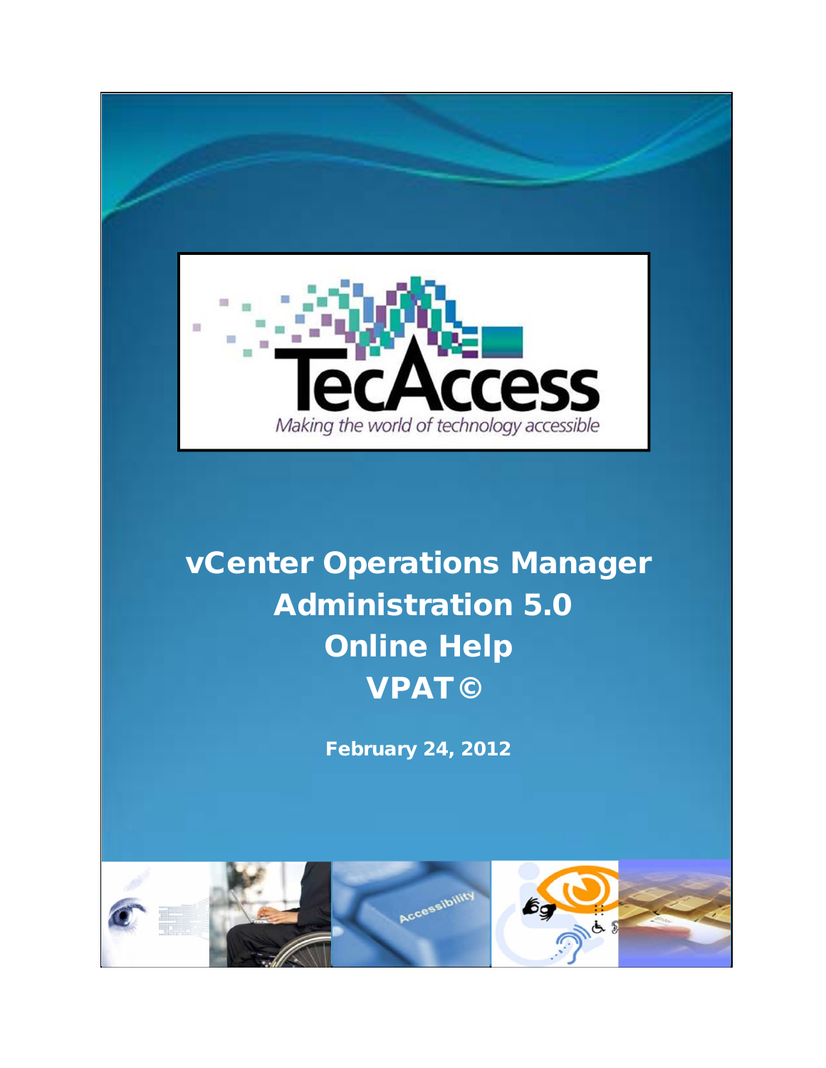TecAccess

*Making the world of technology accessible*

# vCenter Operations Manager Administration 5.0 Online Help VPAT©

**February 24, 2012**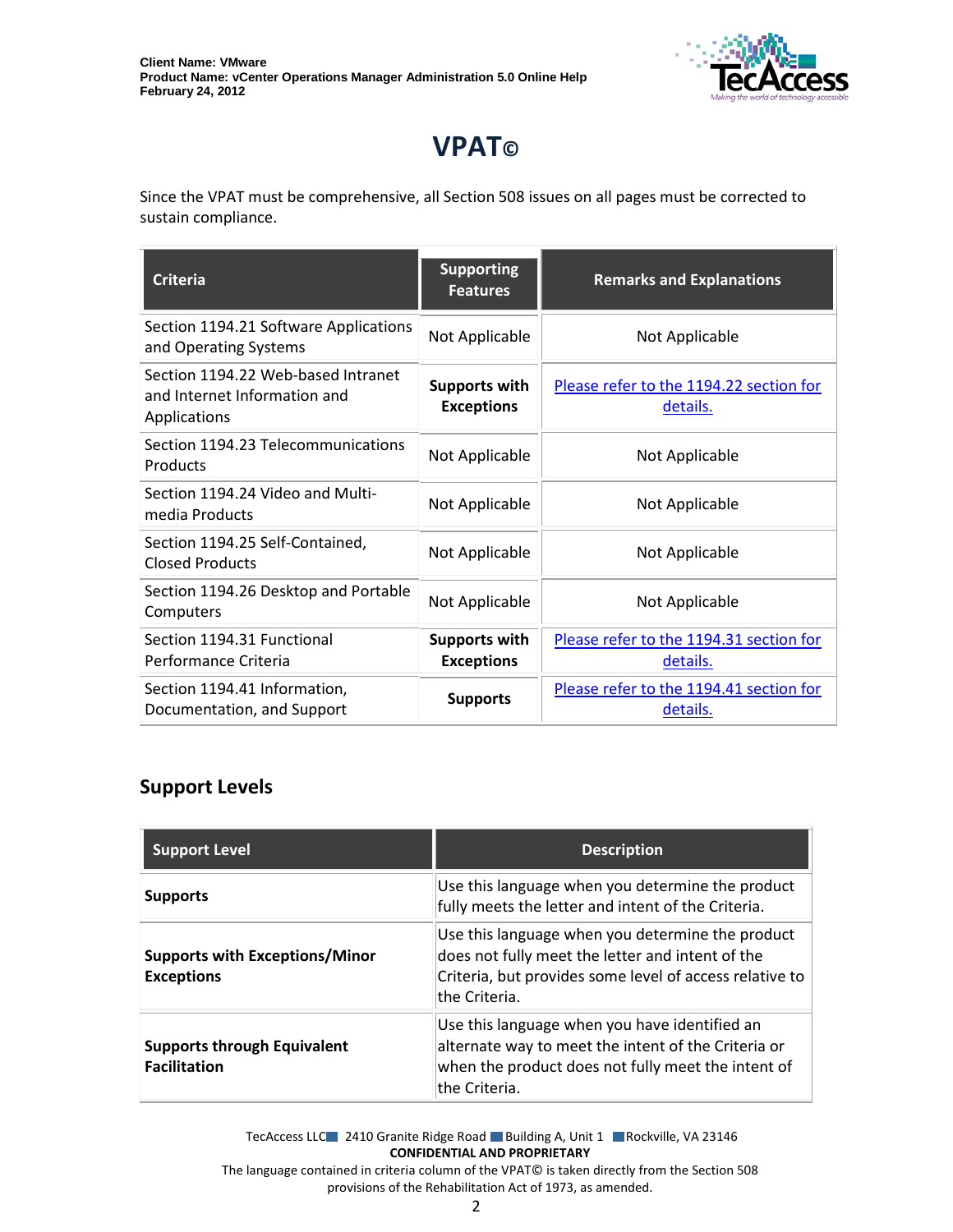# VPAT©

Since the VPAT must be comprehensive, all Section 508 issues on all pages must be corrected to sustain compliance.

| Criteria | Supporting Features | Remarks and Explanations |
|---|---|---|
| Section 1194.21 Software Applications and Operating Systems | Not Applicable | Not Applicable |
| Section 1194.22 Web-based Intranet and Internet Information and Applications | **Supports with Exceptions** | Please refer to the 1194.22 section for details. |
| Section 1194.23 Telecommunications Products | Not Applicable | Not Applicable |
| Section 1194.24 Video and Multi-media Products | Not Applicable | Not Applicable |
| Section 1194.25 Self-Contained, Closed Products | Not Applicable | Not Applicable |
| Section 1194.26 Desktop and Portable Computers | Not Applicable | Not Applicable |
| Section 1194.31 Functional Performance Criteria | **Supports with Exceptions** | Please refer to the 1194.31 section for details. |
| Section 1194.41 Information, Documentation, and Support | **Supports** | Please refer to the 1194.41 section for details. |

## Support Levels

| Support Level | Description |
|---|---|
| **Supports** | Use this language when you determine the product fully meets the letter and intent of the Criteria. |
| **Supports with Exceptions/Minor Exceptions** | Use this language when you determine the product does not fully meet the letter and intent of the Criteria, but provides some level of access relative to the Criteria. |
| **Supports through Equivalent Facilitation** | Use this language when you have identified an alternate way to meet the intent of the Criteria or when the product does not fully meet the intent of the Criteria. |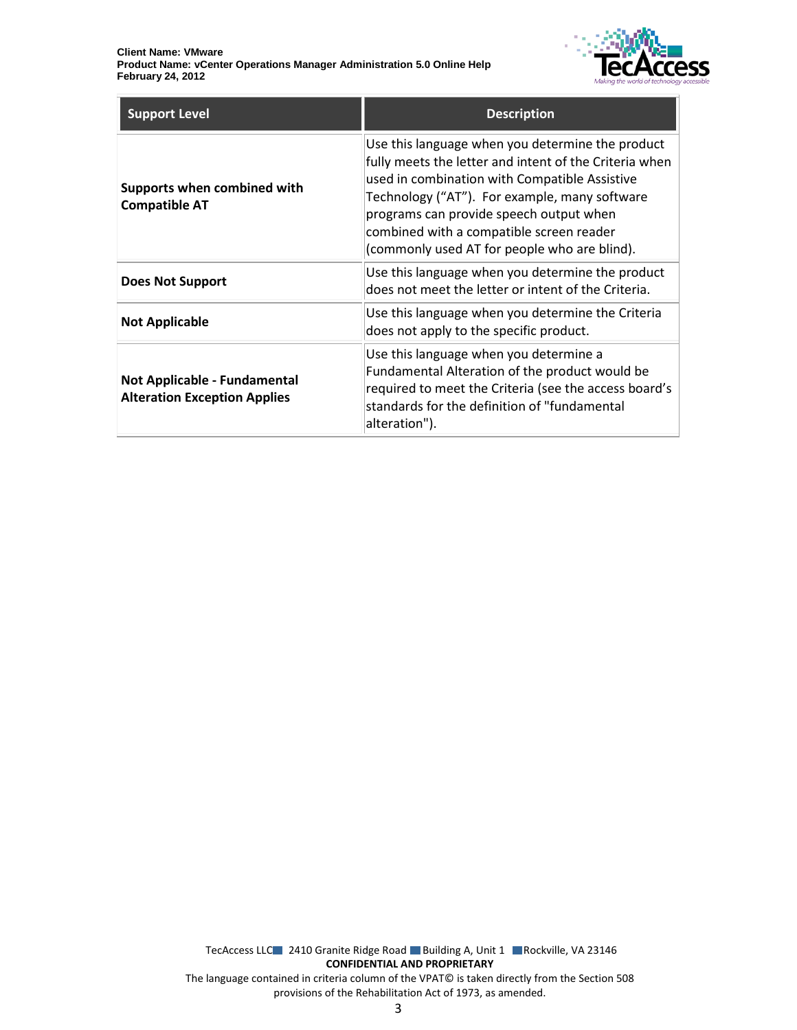| Support Level | Description |
|---|---|
| **Supports when combined with Compatible AT** | Use this language when you determine the product fully meets the letter and intent of the Criteria when used in combination with Compatible Assistive Technology ("AT"). For example, many software programs can provide speech output when combined with a compatible screen reader (commonly used AT for people who are blind). |
| **Does Not Support** | Use this language when you determine the product does not meet the letter or intent of the Criteria. |
| **Not Applicable** | Use this language when you determine the Criteria does not apply to the specific product. |
| **Not Applicable - Fundamental Alteration Exception Applies** | Use this language when you determine a Fundamental Alteration of the product would be required to meet the Criteria (see the access board's standards for the definition of "fundamental alteration"). |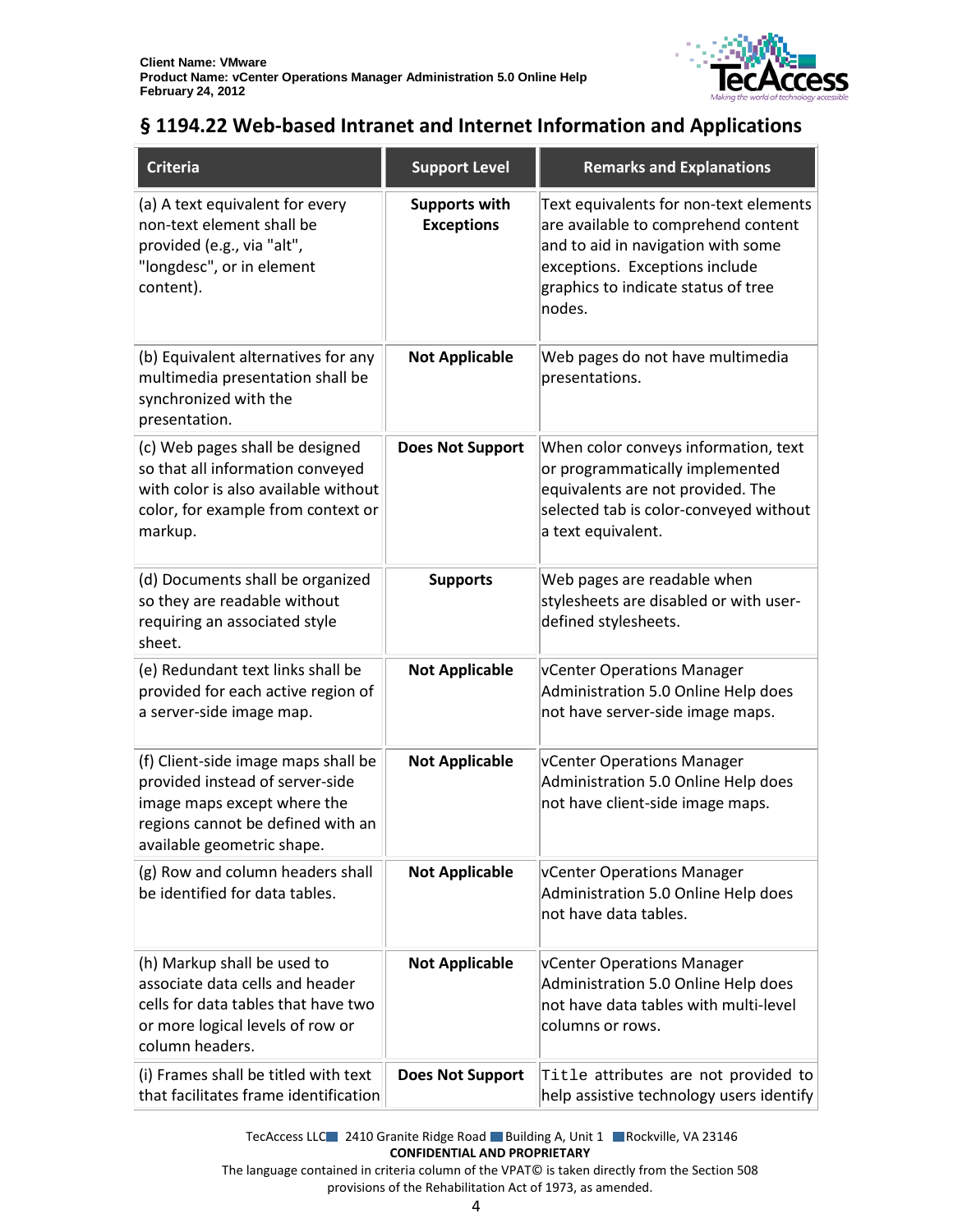## § 1194.22 Web-based Intranet and Internet Information and Applications

| Criteria | Support Level | Remarks and Explanations |
|---|---|---|
| (a) A text equivalent for every non-text element shall be provided (e.g., via "alt", "longdesc", or in element content). | **Supports with Exceptions** | Text equivalents for non-text elements are available to comprehend content and to aid in navigation with some exceptions. Exceptions include graphics to indicate status of tree nodes. |
| (b) Equivalent alternatives for any multimedia presentation shall be synchronized with the presentation. | **Not Applicable** | Web pages do not have multimedia presentations. |
| (c) Web pages shall be designed so that all information conveyed with color is also available without color, for example from context or markup. | **Does Not Support** | When color conveys information, text or programmatically implemented equivalents are not provided. The selected tab is color-conveyed without a text equivalent. |
| (d) Documents shall be organized so they are readable without requiring an associated style sheet. | **Supports** | Web pages are readable when stylesheets are disabled or with user-defined stylesheets. |
| (e) Redundant text links shall be provided for each active region of a server-side image map. | **Not Applicable** | vCenter Operations Manager Administration 5.0 Online Help does not have server-side image maps. |
| (f) Client-side image maps shall be provided instead of server-side image maps except where the regions cannot be defined with an available geometric shape. | **Not Applicable** | vCenter Operations Manager Administration 5.0 Online Help does not have client-side image maps. |
| (g) Row and column headers shall be identified for data tables. | **Not Applicable** | vCenter Operations Manager Administration 5.0 Online Help does not have data tables. |
| (h) Markup shall be used to associate data cells and header cells for data tables that have two or more logical levels of row or column headers. | **Not Applicable** | vCenter Operations Manager Administration 5.0 Online Help does not have data tables with multi-level columns or rows. |
| (i) Frames shall be titled with text that facilitates frame identification | **Does Not Support** | `Title` attributes are not provided to help assistive technology users identify |

TecAccess LLC 2410 Granite Ridge Road Building A, Unit 1 Rockville, VA 23146
**CONFIDENTIAL AND PROPRIETARY**
The language contained in criteria column of the VPAT© is taken directly from the Section 508 provisions of the Rehabilitation Act of 1973, as amended.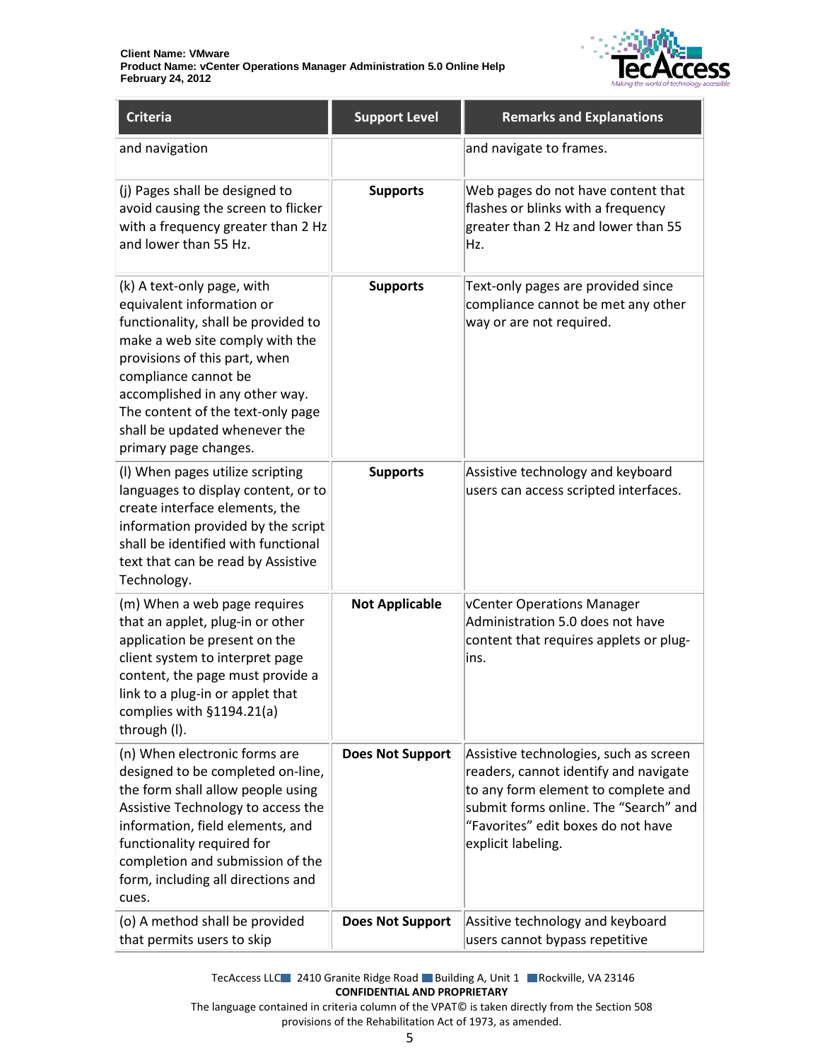| Criteria | Support Level | Remarks and Explanations |
|---|---|---|
| and navigation | | and navigate to frames. |
| (j) Pages shall be designed to avoid causing the screen to flicker with a frequency greater than 2 Hz and lower than 55 Hz. | **Supports** | Web pages do not have content that flashes or blinks with a frequency greater than 2 Hz and lower than 55 Hz. |
| (k) A text-only page, with equivalent information or functionality, shall be provided to make a web site comply with the provisions of this part, when compliance cannot be accomplished in any other way. The content of the text-only page shall be updated whenever the primary page changes. | **Supports** | Text-only pages are provided since compliance cannot be met any other way or are not required. |
| (l) When pages utilize scripting languages to display content, or to create interface elements, the information provided by the script shall be identified with functional text that can be read by Assistive Technology. | **Supports** | Assistive technology and keyboard users can access scripted interfaces. |
| (m) When a web page requires that an applet, plug-in or other application be present on the client system to interpret page content, the page must provide a link to a plug-in or applet that complies with §1194.21(a) through (l). | **Not Applicable** | vCenter Operations Manager Administration 5.0 does not have content that requires applets or plug-ins. |
| (n) When electronic forms are designed to be completed on-line, the form shall allow people using Assistive Technology to access the information, field elements, and functionality required for completion and submission of the form, including all directions and cues. | **Does Not Support** | Assistive technologies, such as screen readers, cannot identify and navigate to any form element to complete and submit forms online. The “Search” and “Favorites” edit boxes do not have explicit labeling. |
| (o) A method shall be provided that permits users to skip | **Does Not Support** | Assitive technology and keyboard users cannot bypass repetitive |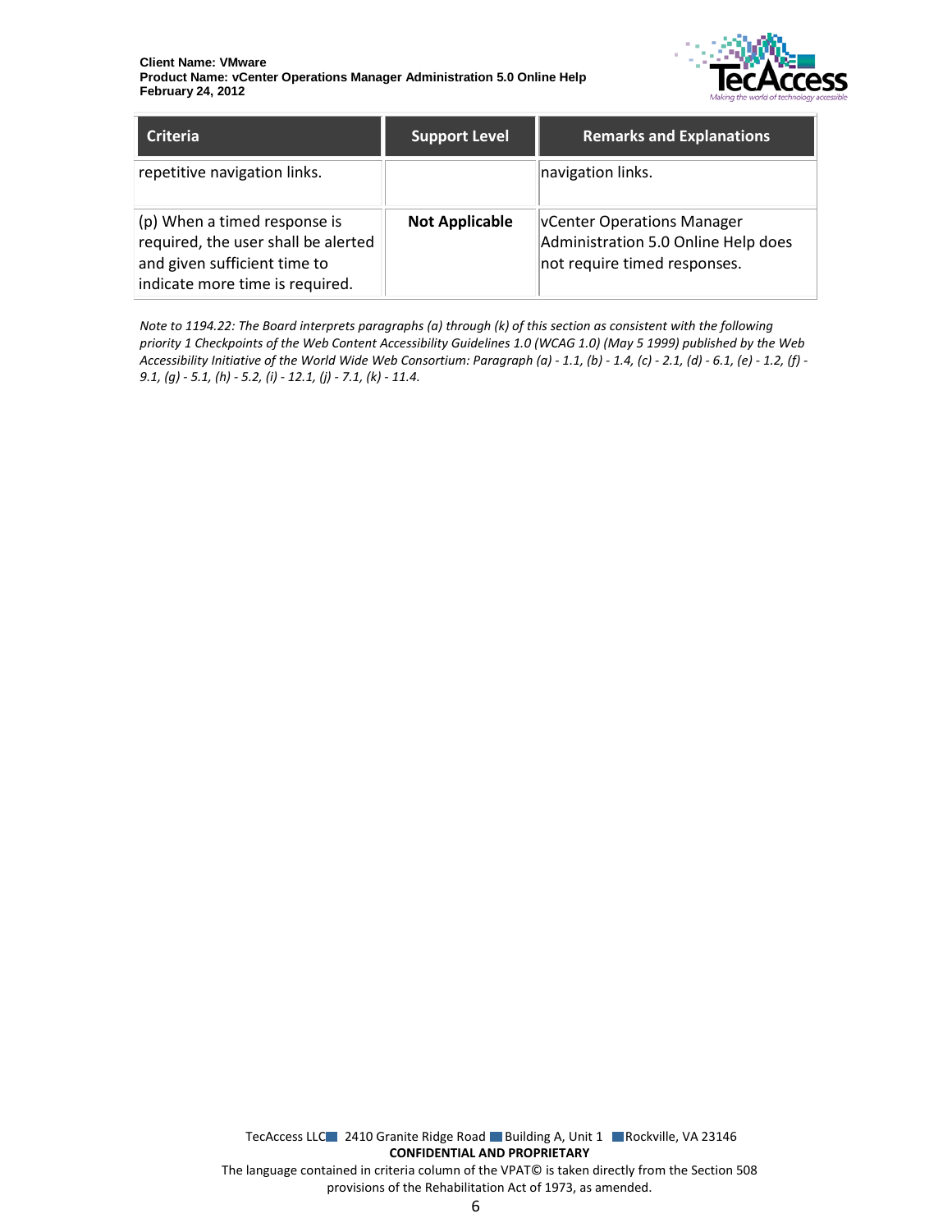| Criteria | Support Level | Remarks and Explanations |
| --- | --- | --- |
| repetitive navigation links. | | navigation links. |
| (p) When a timed response is required, the user shall be alerted and given sufficient time to indicate more time is required. | **Not Applicable** | vCenter Operations Manager Administration 5.0 Online Help does not require timed responses. |

*Note to 1194.22: The Board interprets paragraphs (a) through (k) of this section as consistent with the following priority 1 Checkpoints of the Web Content Accessibility Guidelines 1.0 (WCAG 1.0) (May 5 1999) published by the Web Accessibility Initiative of the World Wide Web Consortium: Paragraph (a) - 1.1, (b) - 1.4, (c) - 2.1, (d) - 6.1, (e) - 1.2, (f) - 9.1, (g) - 5.1, (h) - 5.2, (i) - 12.1, (j) - 7.1, (k) - 11.4.*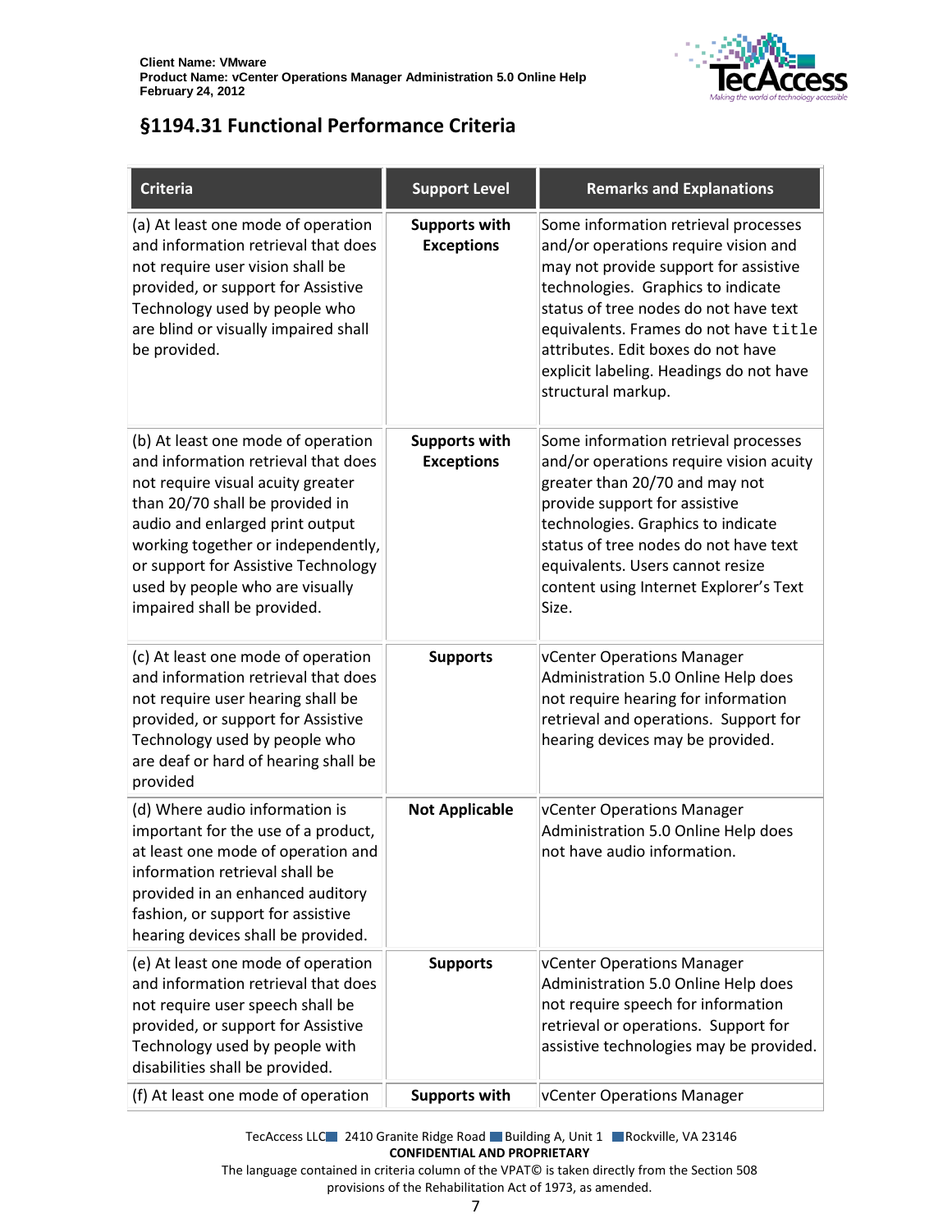## §1194.31 Functional Performance Criteria

| Criteria | Support Level | Remarks and Explanations |
|---|---|---|
| (a) At least one mode of operation and information retrieval that does not require user vision shall be provided, or support for Assistive Technology used by people who are blind or visually impaired shall be provided. | **Supports with Exceptions** | Some information retrieval processes and/or operations require vision and may not provide support for assistive technologies. Graphics to indicate status of tree nodes do not have text equivalents. Frames do not have `title` attributes. Edit boxes do not have explicit labeling. Headings do not have structural markup. |
| (b) At least one mode of operation and information retrieval that does not require visual acuity greater than 20/70 shall be provided in audio and enlarged print output working together or independently, or support for Assistive Technology used by people who are visually impaired shall be provided. | **Supports with Exceptions** | Some information retrieval processes and/or operations require vision acuity greater than 20/70 and may not provide support for assistive technologies. Graphics to indicate status of tree nodes do not have text equivalents. Users cannot resize content using Internet Explorer's Text Size. |
| (c) At least one mode of operation and information retrieval that does not require user hearing shall be provided, or support for Assistive Technology used by people who are deaf or hard of hearing shall be provided | **Supports** | vCenter Operations Manager Administration 5.0 Online Help does not require hearing for information retrieval and operations. Support for hearing devices may be provided. |
| (d) Where audio information is important for the use of a product, at least one mode of operation and information retrieval shall be provided in an enhanced auditory fashion, or support for assistive hearing devices shall be provided. | **Not Applicable** | vCenter Operations Manager Administration 5.0 Online Help does not have audio information. |
| (e) At least one mode of operation and information retrieval that does not require user speech shall be provided, or support for Assistive Technology used by people with disabilities shall be provided. | **Supports** | vCenter Operations Manager Administration 5.0 Online Help does not require speech for information retrieval or operations. Support for assistive technologies may be provided. |
| (f) At least one mode of operation | **Supports with** | vCenter Operations Manager |

TecAccess LLC 2410 Granite Ridge Road Building A, Unit 1 Rockville, VA 23146

**CONFIDENTIAL AND PROPRIETARY**

The language contained in criteria column of the VPAT© is taken directly from the Section 508 provisions of the Rehabilitation Act of 1973, as amended.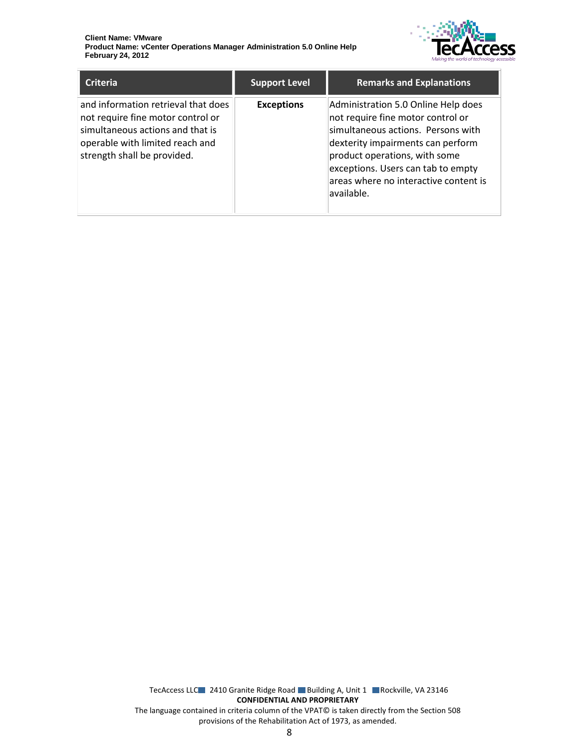| Criteria | Support Level | Remarks and Explanations |
| --- | --- | --- |
| and information retrieval that does not require fine motor control or simultaneous actions and that is operable with limited reach and strength shall be provided. | **Exceptions** | Administration 5.0 Online Help does not require fine motor control or simultaneous actions. Persons with dexterity impairments can perform product operations, with some exceptions. Users can tab to empty areas where no interactive content is available. |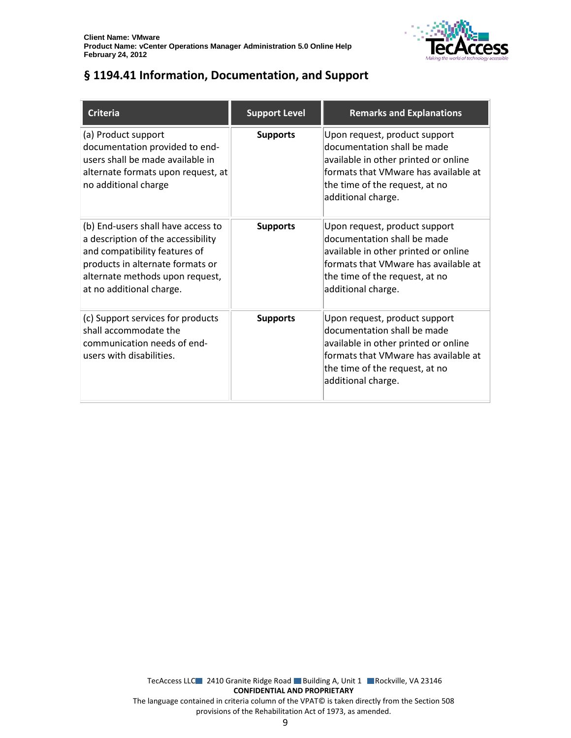## § 1194.41 Information, Documentation, and Support

| Criteria | Support Level | Remarks and Explanations |
|---|---|---|
| (a) Product support documentation provided to end-users shall be made available in alternate formats upon request, at no additional charge | **Supports** | Upon request, product support documentation shall be made available in other printed or online formats that VMware has available at the time of the request, at no additional charge. |
| (b) End-users shall have access to a description of the accessibility and compatibility features of products in alternate formats or alternate methods upon request, at no additional charge. | **Supports** | Upon request, product support documentation shall be made available in other printed or online formats that VMware has available at the time of the request, at no additional charge. |
| (c) Support services for products shall accommodate the communication needs of end-users with disabilities. | **Supports** | Upon request, product support documentation shall be made available in other printed or online formats that VMware has available at the time of the request, at no additional charge. |